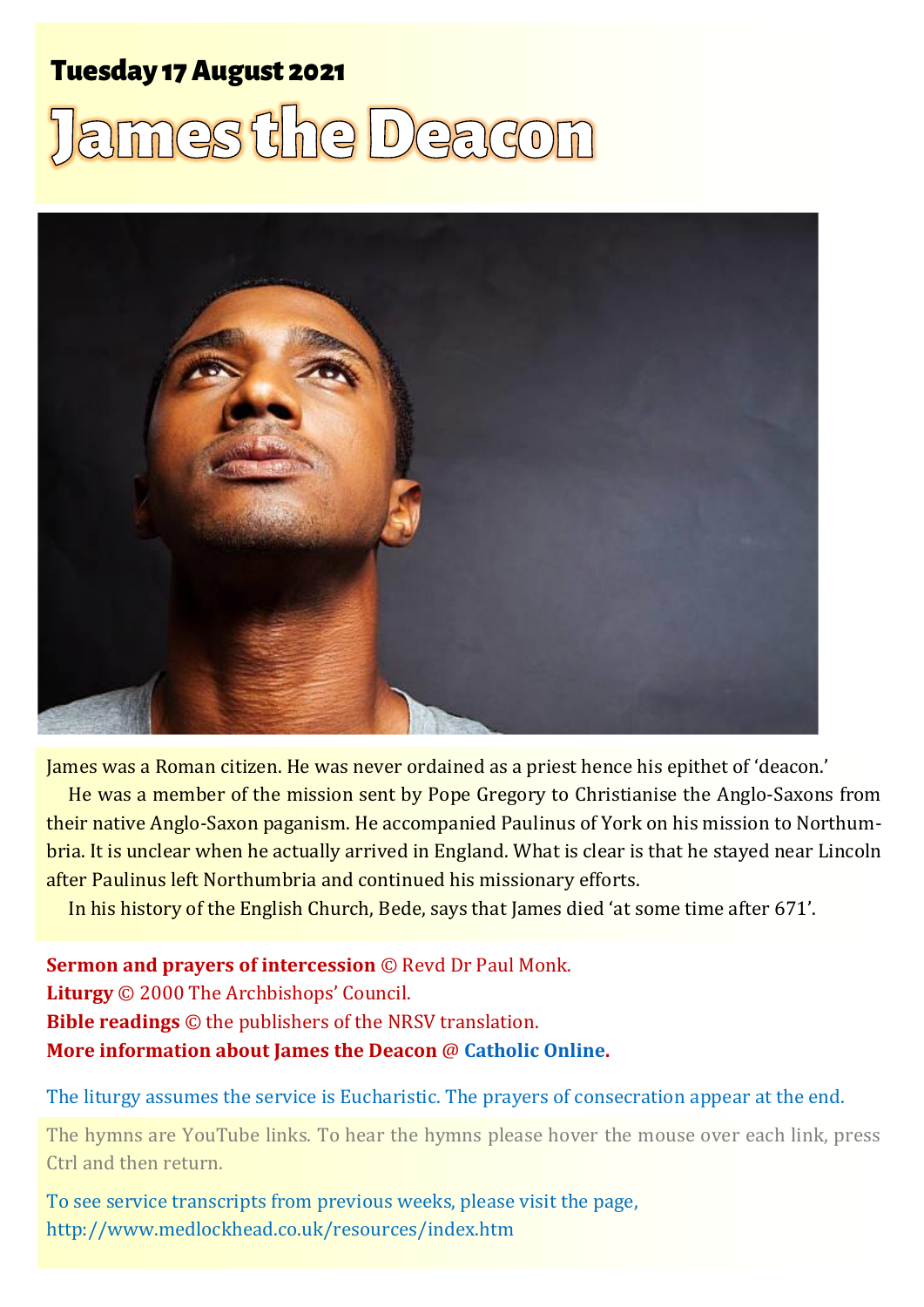**Tuesday 17 August 2021**

# James the Deacon

James was a Roman citizen. He was never ordained as a priest hence his epithet of 'deacon.'

He was a member of the mission sent by Pope Gregory to Christianise the Anglo-Saxons from their native Anglo-Saxon paganism. He accompanied Paulinus of York on his mission to Northumbria. It is unclear when he actually arrived in England. What is clear is that he stayed near Lincoln after Paulinus left Northumbria and continued his missionary efforts.

In his history of the English Church, Bede, says that James died 'at some time after 671'.

**Sermon and prayers of intercession** © Revd Dr Paul Monk.
**Liturgy** © 2000 The Archbishops' Council.
**Bible readings** © the publishers of the NRSV translation.
**More information about James the Deacon @ Catholic Online.**

The liturgy assumes the service is Eucharistic. The prayers of consecration appear at the end.

The hymns are YouTube links. To hear the hymns please hover the mouse over each link, press Ctrl and then return.

To see service transcripts from previous weeks, please visit the page, http://www.medlockhead.co.uk/resources/index.htm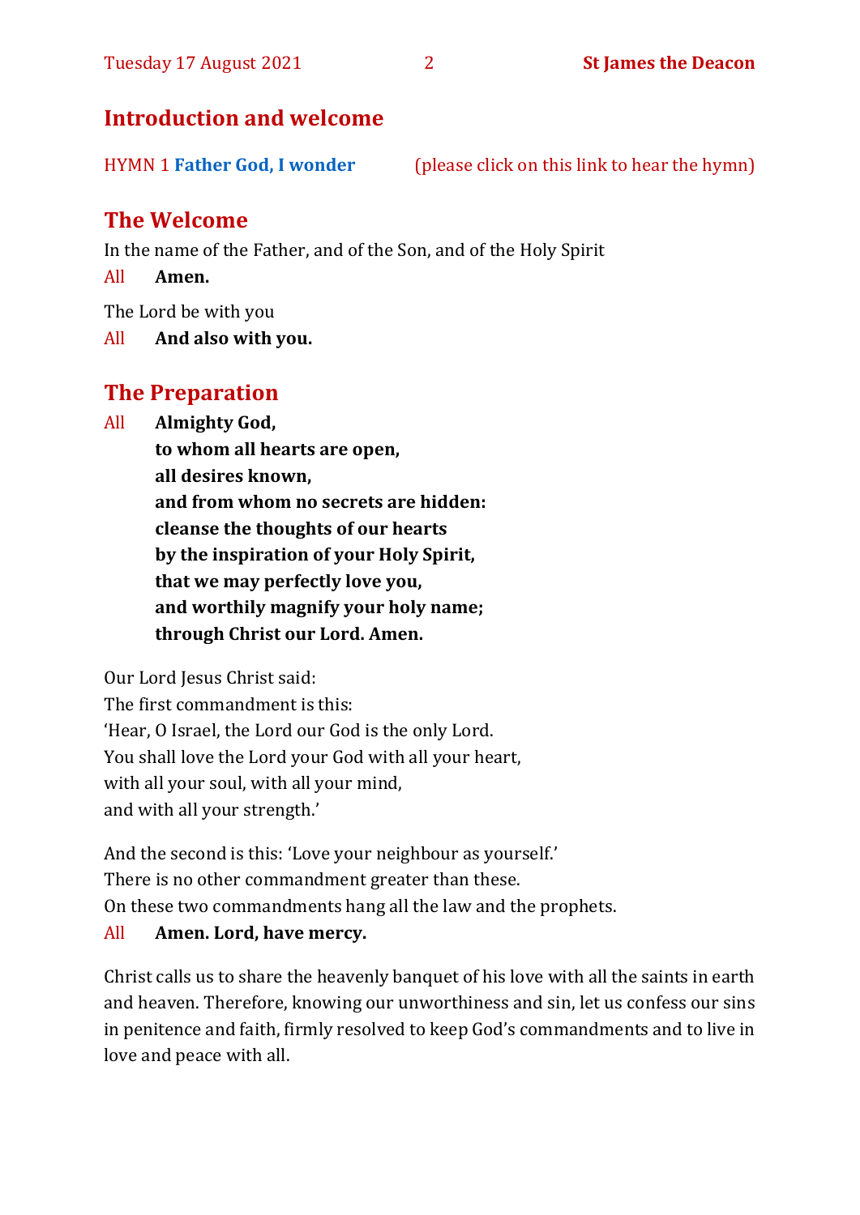## Introduction and welcome

HYMN 1 **Father God, I wonder** (please click on this link to hear the hymn)

## The Welcome

In the name of the Father, and of the Son, and of the Holy Spirit

All **Amen.**

The Lord be with you

All **And also with you.**

## The Preparation

All **Almighty God,**
**to whom all hearts are open,**
**all desires known,**
**and from whom no secrets are hidden:**
**cleanse the thoughts of our hearts**
**by the inspiration of your Holy Spirit,**
**that we may perfectly love you,**
**and worthily magnify your holy name;**
**through Christ our Lord. Amen.**

Our Lord Jesus Christ said:
The first commandment is this:
'Hear, O Israel, the Lord our God is the only Lord.
You shall love the Lord your God with all your heart,
with all your soul, with all your mind,
and with all your strength.'

And the second is this: 'Love your neighbour as yourself.'
There is no other commandment greater than these.
On these two commandments hang all the law and the prophets.

All **Amen. Lord, have mercy.**

Christ calls us to share the heavenly banquet of his love with all the saints in earth and heaven. Therefore, knowing our unworthiness and sin, let us confess our sins in penitence and faith, firmly resolved to keep God's commandments and to live in love and peace with all.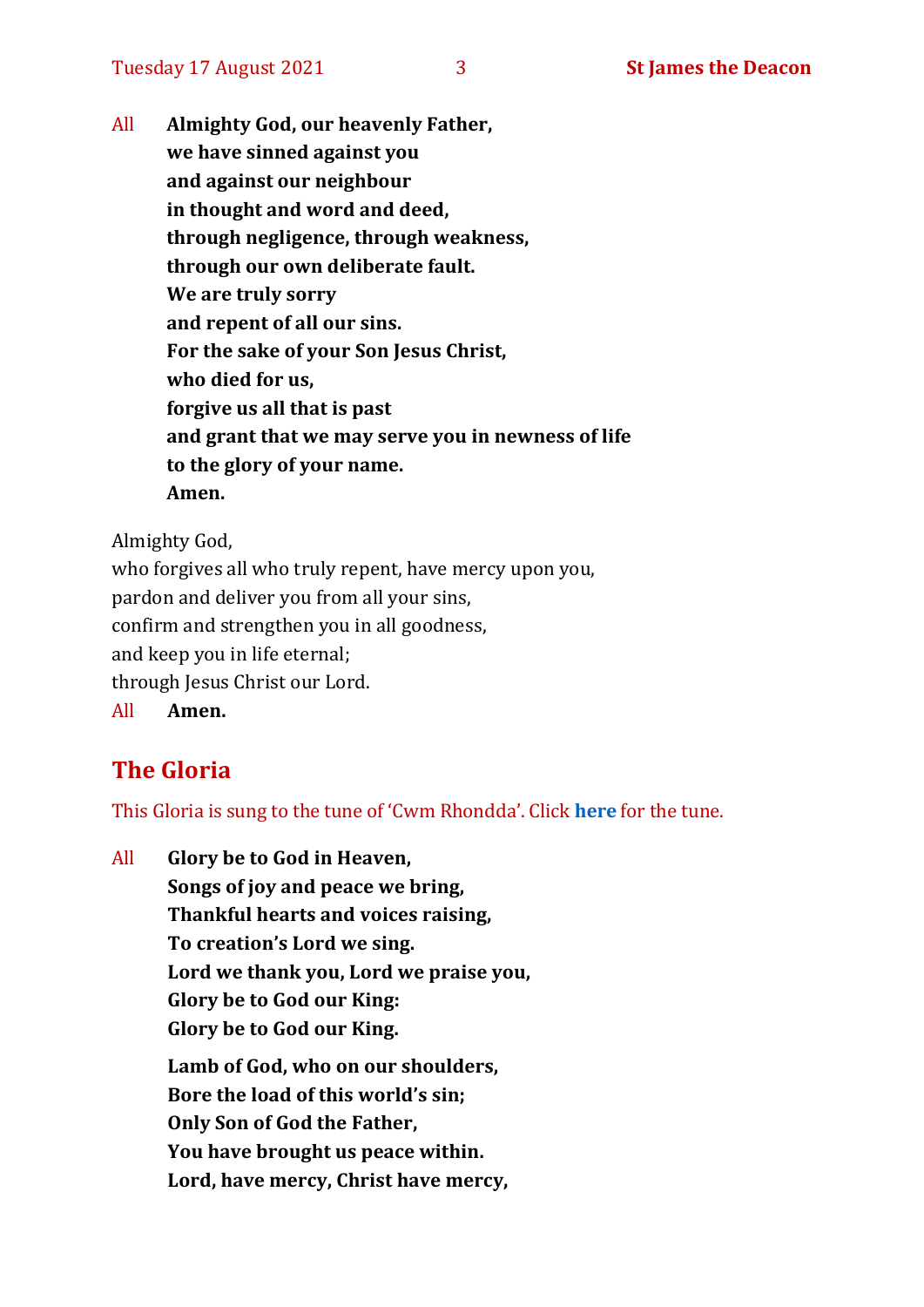All **Almighty God, our heavenly Father,**
**we have sinned against you**
**and against our neighbour**
**in thought and word and deed,**
**through negligence, through weakness,**
**through our own deliberate fault.**
**We are truly sorry**
**and repent of all our sins.**
**For the sake of your Son Jesus Christ,**
**who died for us,**
**forgive us all that is past**
**and grant that we may serve you in newness of life**
**to the glory of your name.**
**Amen.**

Almighty God,
who forgives all who truly repent, have mercy upon you,
pardon and deliver you from all your sins,
confirm and strengthen you in all goodness,
and keep you in life eternal;
through Jesus Christ our Lord.
All **Amen.**

## The Gloria

This Gloria is sung to the tune of 'Cwm Rhondda'. Click **here** for the tune.

All **Glory be to God in Heaven,**
**Songs of joy and peace we bring,**
**Thankful hearts and voices raising,**
**To creation's Lord we sing.**
**Lord we thank you, Lord we praise you,**
**Glory be to God our King:**
**Glory be to God our King.**

**Lamb of God, who on our shoulders,**
**Bore the load of this world's sin;**
**Only Son of God the Father,**
**You have brought us peace within.**
**Lord, have mercy, Christ have mercy,**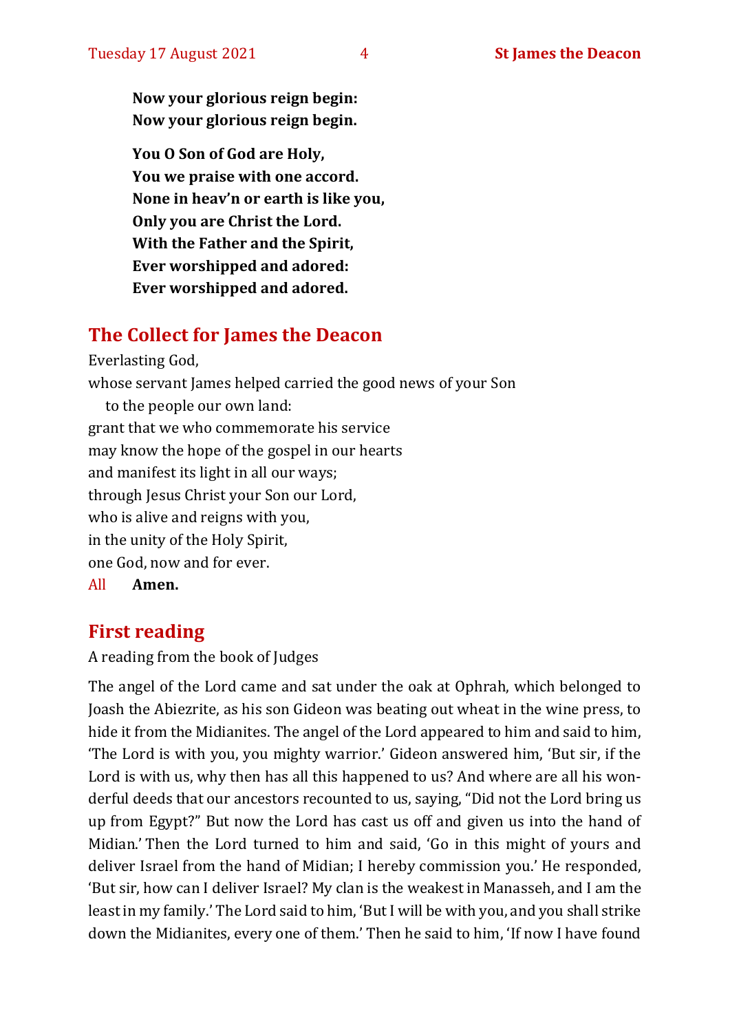**Now your glorious reign begin:**
**Now your glorious reign begin.**

**You O Son of God are Holy,**
**You we praise with one accord.**
**None in heav'n or earth is like you,**
**Only you are Christ the Lord.**
**With the Father and the Spirit,**
**Ever worshipped and adored:**
**Ever worshipped and adored.**

## The Collect for James the Deacon

Everlasting God,
whose servant James helped carried the good news of your Son
to the people our own land:
grant that we who commemorate his service
may know the hope of the gospel in our hearts
and manifest its light in all our ways;
through Jesus Christ your Son our Lord,
who is alive and reigns with you,
in the unity of the Holy Spirit,
one God, now and for ever.
All **Amen.**

## First reading

A reading from the book of Judges

The angel of the Lord came and sat under the oak at Ophrah, which belonged to Joash the Abiezrite, as his son Gideon was beating out wheat in the wine press, to hide it from the Midianites. The angel of the Lord appeared to him and said to him, 'The Lord is with you, you mighty warrior.' Gideon answered him, 'But sir, if the Lord is with us, why then has all this happened to us? And where are all his wonderful deeds that our ancestors recounted to us, saying, "Did not the Lord bring us up from Egypt?" But now the Lord has cast us off and given us into the hand of Midian.' Then the Lord turned to him and said, 'Go in this might of yours and deliver Israel from the hand of Midian; I hereby commission you.' He responded, 'But sir, how can I deliver Israel? My clan is the weakest in Manasseh, and I am the least in my family.' The Lord said to him, 'But I will be with you, and you shall strike down the Midianites, every one of them.' Then he said to him, 'If now I have found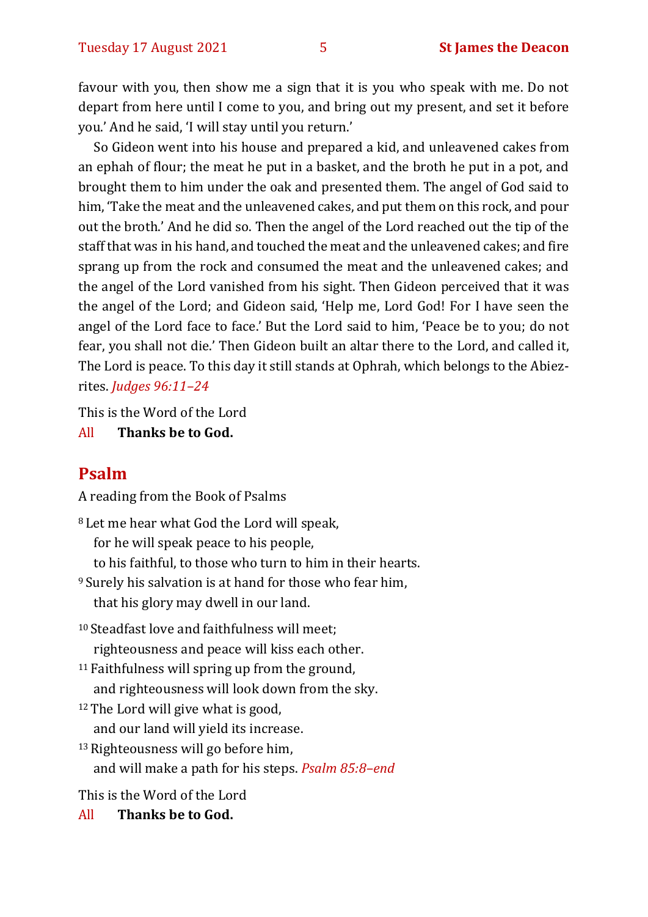favour with you, then show me a sign that it is you who speak with me. Do not depart from here until I come to you, and bring out my present, and set it before you.' And he said, 'I will stay until you return.'

So Gideon went into his house and prepared a kid, and unleavened cakes from an ephah of flour; the meat he put in a basket, and the broth he put in a pot, and brought them to him under the oak and presented them. The angel of God said to him, 'Take the meat and the unleavened cakes, and put them on this rock, and pour out the broth.' And he did so. Then the angel of the Lord reached out the tip of the staff that was in his hand, and touched the meat and the unleavened cakes; and fire sprang up from the rock and consumed the meat and the unleavened cakes; and the angel of the Lord vanished from his sight. Then Gideon perceived that it was the angel of the Lord; and Gideon said, 'Help me, Lord God! For I have seen the angel of the Lord face to face.' But the Lord said to him, 'Peace be to you; do not fear, you shall not die.' Then Gideon built an altar there to the Lord, and called it, The Lord is peace. To this day it still stands at Ophrah, which belongs to the Abiezrites. *Judges 96:11–24*

This is the Word of the Lord

All **Thanks be to God.**

## Psalm

A reading from the Book of Psalms

[8] Let me hear what God the Lord will speak,
for he will speak peace to his people,
to his faithful, to those who turn to him in their hearts.
[9] Surely his salvation is at hand for those who fear him,
that his glory may dwell in our land.

[10] Steadfast love and faithfulness will meet;
righteousness and peace will kiss each other.
[11] Faithfulness will spring up from the ground,
and righteousness will look down from the sky.
[12] The Lord will give what is good,
and our land will yield its increase.
[13] Righteousness will go before him,
and will make a path for his steps. *Psalm 85:8–end*

This is the Word of the Lord

All **Thanks be to God.**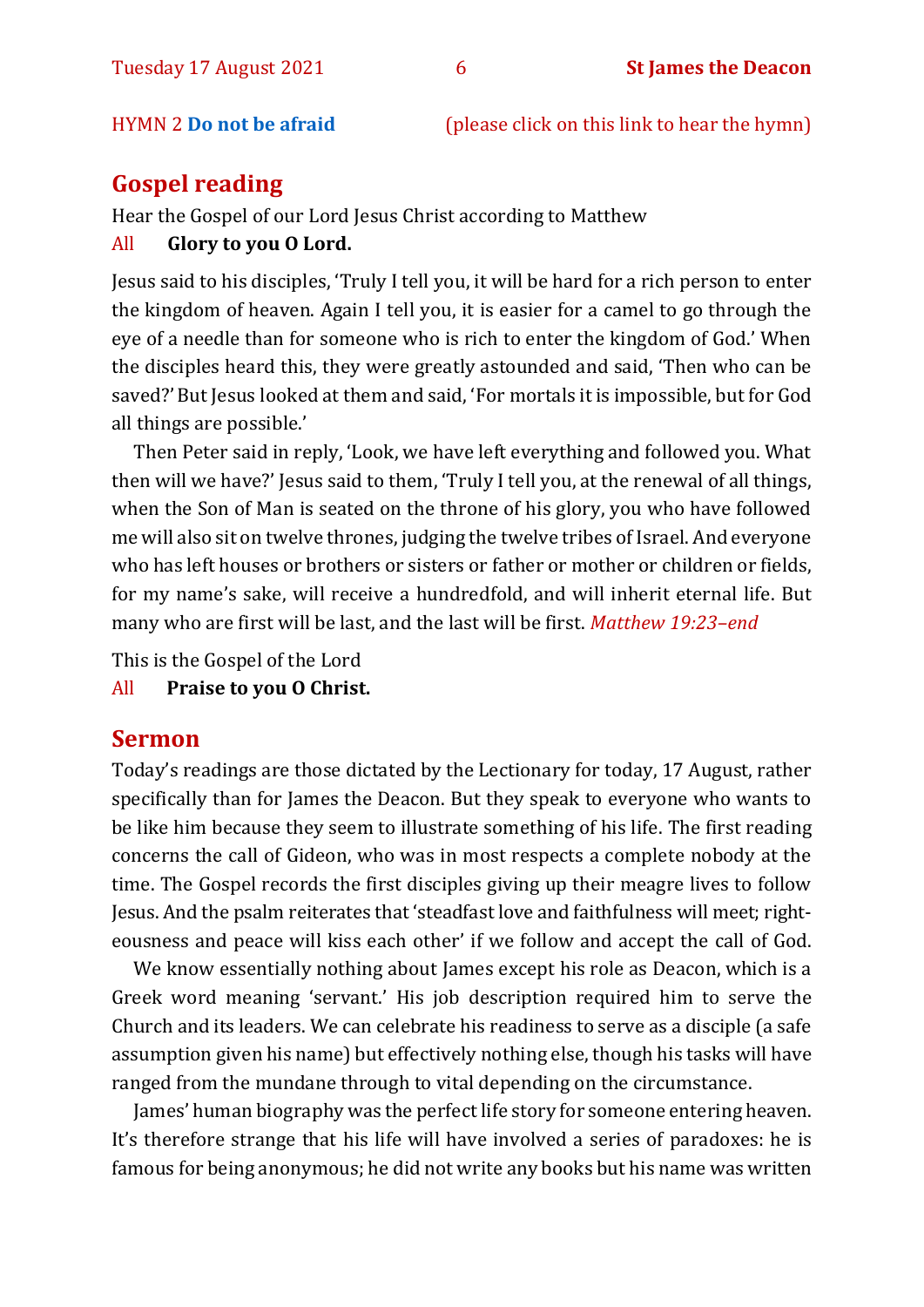HYMN 2 **Do not be afraid** (please click on this link to hear the hymn)

## Gospel reading

Hear the Gospel of our Lord Jesus Christ according to Matthew

All **Glory to you O Lord.**

Jesus said to his disciples, 'Truly I tell you, it will be hard for a rich person to enter the kingdom of heaven. Again I tell you, it is easier for a camel to go through the eye of a needle than for someone who is rich to enter the kingdom of God.' When the disciples heard this, they were greatly astounded and said, 'Then who can be saved?' But Jesus looked at them and said, 'For mortals it is impossible, but for God all things are possible.'

Then Peter said in reply, 'Look, we have left everything and followed you. What then will we have?' Jesus said to them, 'Truly I tell you, at the renewal of all things, when the Son of Man is seated on the throne of his glory, you who have followed me will also sit on twelve thrones, judging the twelve tribes of Israel. And everyone who has left houses or brothers or sisters or father or mother or children or fields, for my name's sake, will receive a hundredfold, and will inherit eternal life. But many who are first will be last, and the last will be first. *Matthew 19:23–end*

This is the Gospel of the Lord

All **Praise to you O Christ.**

## Sermon

Today's readings are those dictated by the Lectionary for today, 17 August, rather specifically than for James the Deacon. But they speak to everyone who wants to be like him because they seem to illustrate something of his life. The first reading concerns the call of Gideon, who was in most respects a complete nobody at the time. The Gospel records the first disciples giving up their meagre lives to follow Jesus. And the psalm reiterates that 'steadfast love and faithfulness will meet; righteousness and peace will kiss each other' if we follow and accept the call of God.

We know essentially nothing about James except his role as Deacon, which is a Greek word meaning 'servant.' His job description required him to serve the Church and its leaders. We can celebrate his readiness to serve as a disciple (a safe assumption given his name) but effectively nothing else, though his tasks will have ranged from the mundane through to vital depending on the circumstance.

James' human biography was the perfect life story for someone entering heaven. It's therefore strange that his life will have involved a series of paradoxes: he is famous for being anonymous; he did not write any books but his name was written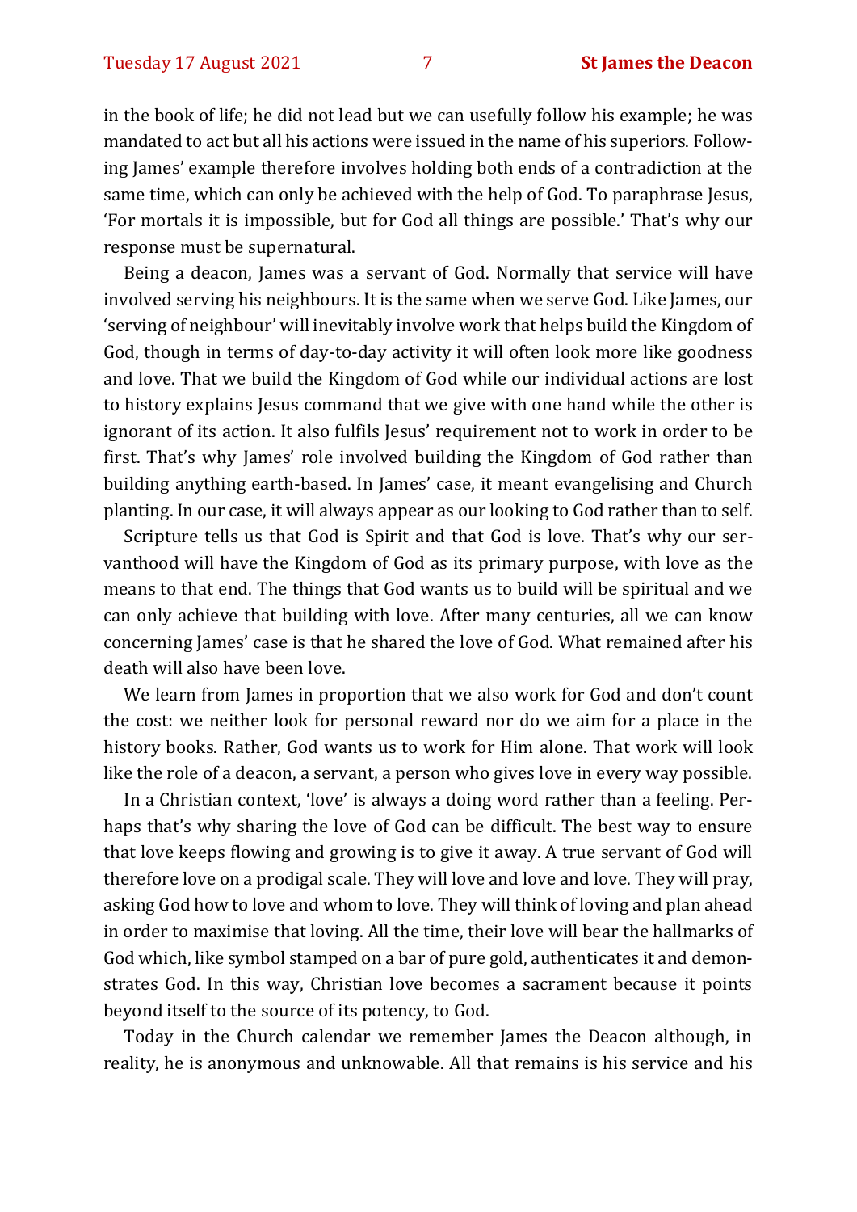in the book of life; he did not lead but we can usefully follow his example; he was mandated to act but all his actions were issued in the name of his superiors. Following James' example therefore involves holding both ends of a contradiction at the same time, which can only be achieved with the help of God. To paraphrase Jesus, 'For mortals it is impossible, but for God all things are possible.' That's why our response must be supernatural.

Being a deacon, James was a servant of God. Normally that service will have involved serving his neighbours. It is the same when we serve God. Like James, our 'serving of neighbour' will inevitably involve work that helps build the Kingdom of God, though in terms of day-to-day activity it will often look more like goodness and love. That we build the Kingdom of God while our individual actions are lost to history explains Jesus command that we give with one hand while the other is ignorant of its action. It also fulfils Jesus' requirement not to work in order to be first. That's why James' role involved building the Kingdom of God rather than building anything earth-based. In James' case, it meant evangelising and Church planting. In our case, it will always appear as our looking to God rather than to self.

Scripture tells us that God is Spirit and that God is love. That's why our servanthood will have the Kingdom of God as its primary purpose, with love as the means to that end. The things that God wants us to build will be spiritual and we can only achieve that building with love. After many centuries, all we can know concerning James' case is that he shared the love of God. What remained after his death will also have been love.

We learn from James in proportion that we also work for God and don't count the cost: we neither look for personal reward nor do we aim for a place in the history books. Rather, God wants us to work for Him alone. That work will look like the role of a deacon, a servant, a person who gives love in every way possible.

In a Christian context, 'love' is always a doing word rather than a feeling. Perhaps that's why sharing the love of God can be difficult. The best way to ensure that love keeps flowing and growing is to give it away. A true servant of God will therefore love on a prodigal scale. They will love and love and love. They will pray, asking God how to love and whom to love. They will think of loving and plan ahead in order to maximise that loving. All the time, their love will bear the hallmarks of God which, like symbol stamped on a bar of pure gold, authenticates it and demonstrates God. In this way, Christian love becomes a sacrament because it points beyond itself to the source of its potency, to God.

Today in the Church calendar we remember James the Deacon although, in reality, he is anonymous and unknowable. All that remains is his service and his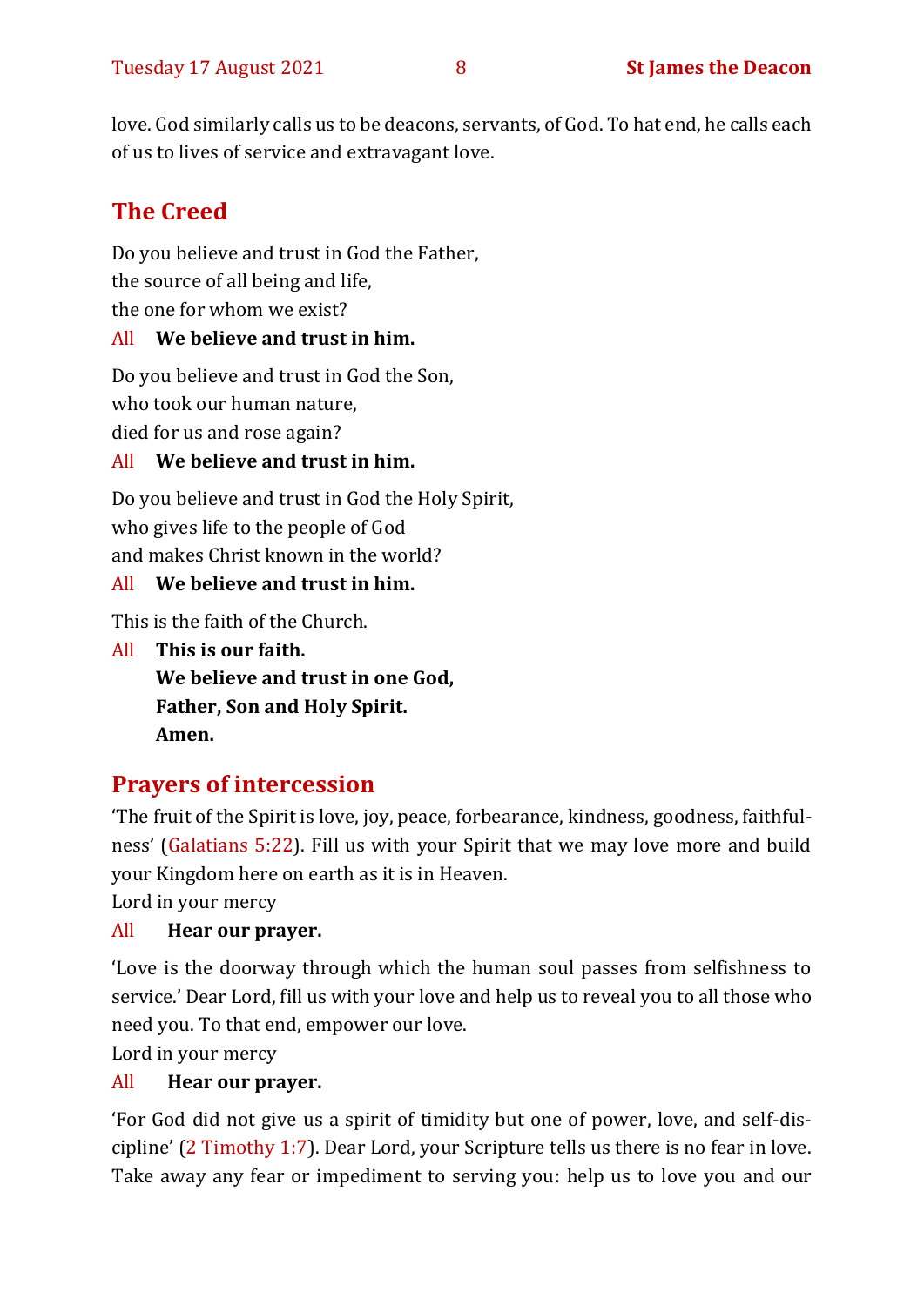love. God similarly calls us to be deacons, servants, of God. To hat end, he calls each of us to lives of service and extravagant love.

## The Creed

Do you believe and trust in God the Father,
the source of all being and life,
the one for whom we exist?

All **We believe and trust in him.**

Do you believe and trust in God the Son,
who took our human nature,
died for us and rose again?

All **We believe and trust in him.**

Do you believe and trust in God the Holy Spirit,
who gives life to the people of God
and makes Christ known in the world?

All **We believe and trust in him.**

This is the faith of the Church.

All **This is our faith.**
**We believe and trust in one God,**
**Father, Son and Holy Spirit.**
**Amen.**

## Prayers of intercession

'The fruit of the Spirit is love, joy, peace, forbearance, kindness, goodness, faithfulness' (Galatians 5:22). Fill us with your Spirit that we may love more and build your Kingdom here on earth as it is in Heaven.
Lord in your mercy

All **Hear our prayer.**

'Love is the doorway through which the human soul passes from selfishness to service.' Dear Lord, fill us with your love and help us to reveal you to all those who need you. To that end, empower our love.
Lord in your mercy

All **Hear our prayer.**

'For God did not give us a spirit of timidity but one of power, love, and self-discipline' (2 Timothy 1:7). Dear Lord, your Scripture tells us there is no fear in love. Take away any fear or impediment to serving you: help us to love you and our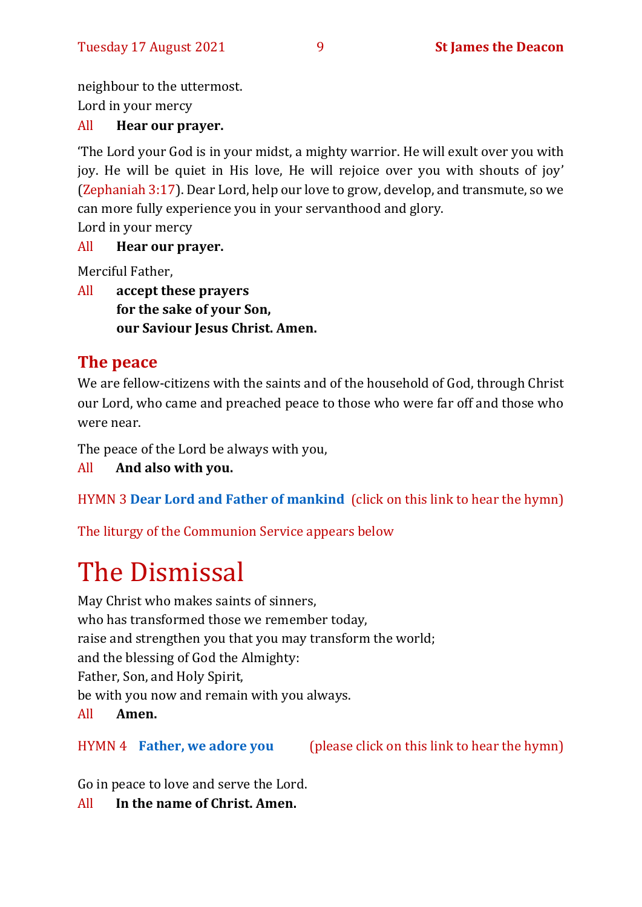neighbour to the uttermost.
Lord in your mercy

All **Hear our prayer.**

'The Lord your God is in your midst, a mighty warrior. He will exult over you with joy. He will be quiet in His love, He will rejoice over you with shouts of joy' (Zephaniah 3:17). Dear Lord, help our love to grow, develop, and transmute, so we can more fully experience you in your servanthood and glory.
Lord in your mercy

All **Hear our prayer.**

Merciful Father,

All **accept these prayers**
**for the sake of your Son,**
**our Saviour Jesus Christ. Amen.**

## The peace

We are fellow-citizens with the saints and of the household of God, through Christ our Lord, who came and preached peace to those who were far off and those who were near.

The peace of the Lord be always with you,

All **And also with you.**

HYMN 3 **Dear Lord and Father of mankind** (click on this link to hear the hymn)

The liturgy of the Communion Service appears below

# The Dismissal

May Christ who makes saints of sinners,
who has transformed those we remember today,
raise and strengthen you that you may transform the world;
and the blessing of God the Almighty:
Father, Son, and Holy Spirit,
be with you now and remain with you always.

All **Amen.**

HYMN 4 **Father, we adore you** (please click on this link to hear the hymn)

Go in peace to love and serve the Lord.

All **In the name of Christ. Amen.**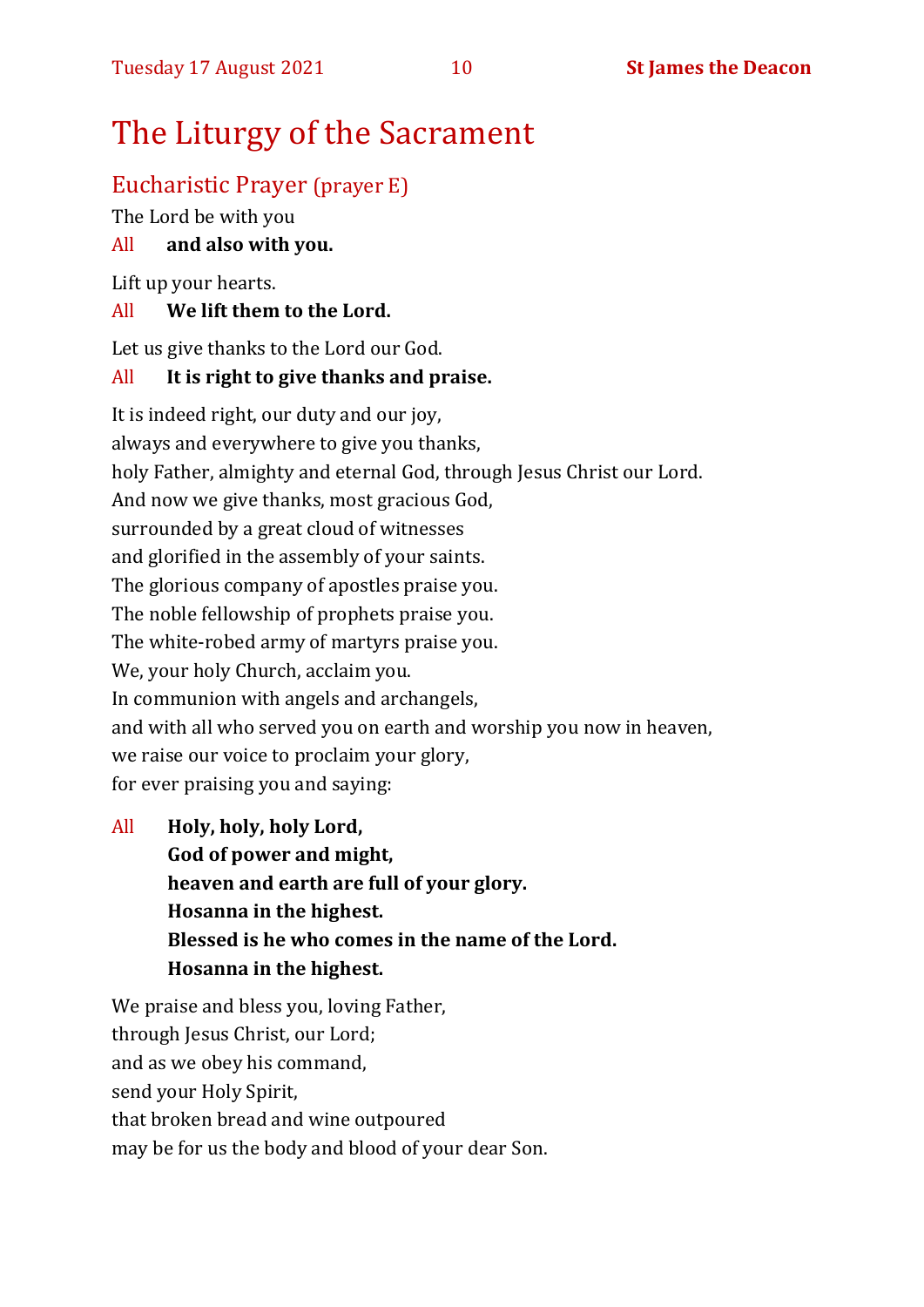# The Liturgy of the Sacrament

## Eucharistic Prayer (prayer E)

The Lord be with you

All **and also with you.**

Lift up your hearts.

All **We lift them to the Lord.**

Let us give thanks to the Lord our God.

All **It is right to give thanks and praise.**

It is indeed right, our duty and our joy,
always and everywhere to give you thanks,
holy Father, almighty and eternal God, through Jesus Christ our Lord.
And now we give thanks, most gracious God,
surrounded by a great cloud of witnesses
and glorified in the assembly of your saints.
The glorious company of apostles praise you.
The noble fellowship of prophets praise you.
The white-robed army of martyrs praise you.
We, your holy Church, acclaim you.
In communion with angels and archangels,
and with all who served you on earth and worship you now in heaven,
we raise our voice to proclaim your glory,
for ever praising you and saying:

All **Holy, holy, holy Lord,**
**God of power and might,**
**heaven and earth are full of your glory.**
**Hosanna in the highest.**
**Blessed is he who comes in the name of the Lord.**
**Hosanna in the highest.**

We praise and bless you, loving Father,
through Jesus Christ, our Lord;
and as we obey his command,
send your Holy Spirit,
that broken bread and wine outpoured
may be for us the body and blood of your dear Son.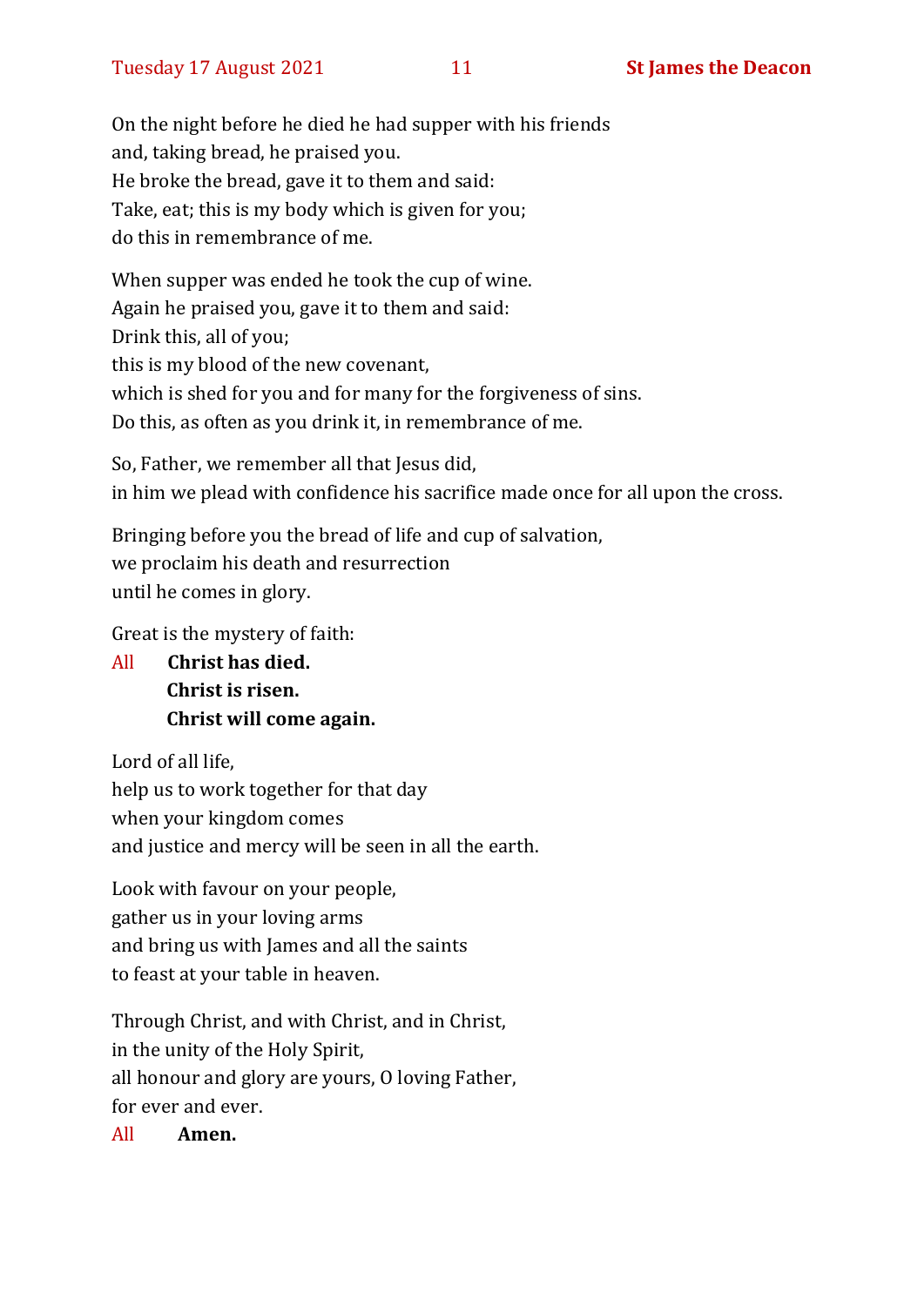On the night before he died he had supper with his friends  
and, taking bread, he praised you.  
He broke the bread, gave it to them and said:  
Take, eat; this is my body which is given for you;  
do this in remembrance of me.

When supper was ended he took the cup of wine.  
Again he praised you, gave it to them and said:  
Drink this, all of you;  
this is my blood of the new covenant,  
which is shed for you and for many for the forgiveness of sins.  
Do this, as often as you drink it, in remembrance of me.

So, Father, we remember all that Jesus did,  
in him we plead with confidence his sacrifice made once for all upon the cross.

Bringing before you the bread of life and cup of salvation,  
we proclaim his death and resurrection  
until he comes in glory.

Great is the mystery of faith:

All **Christ has died.**  
**Christ is risen.**  
**Christ will come again.**

Lord of all life,  
help us to work together for that day  
when your kingdom comes  
and justice and mercy will be seen in all the earth.

Look with favour on your people,  
gather us in your loving arms  
and bring us with James and all the saints  
to feast at your table in heaven.

Through Christ, and with Christ, and in Christ,  
in the unity of the Holy Spirit,  
all honour and glory are yours, O loving Father,  
for ever and ever.

All **Amen.**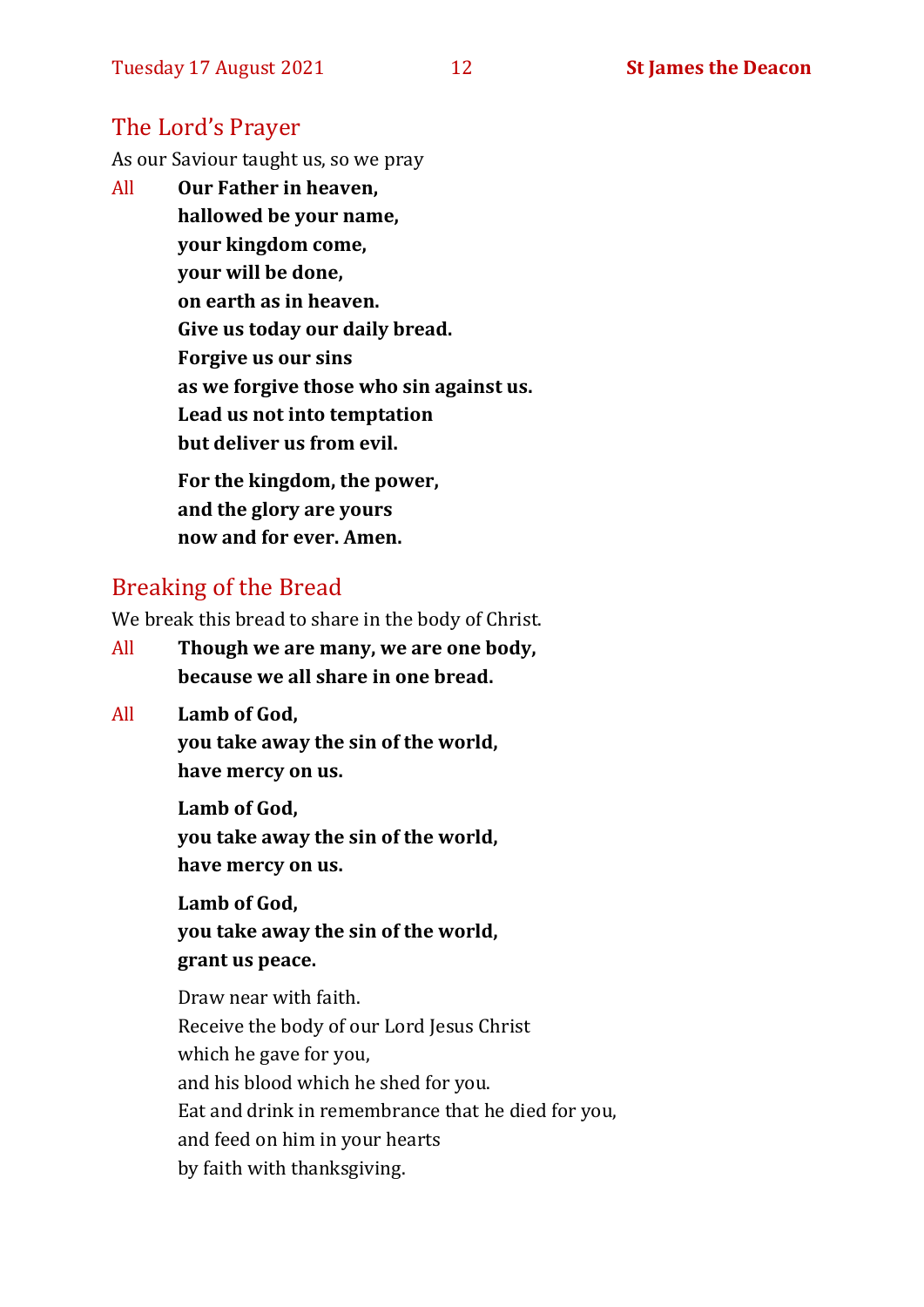## The Lord's Prayer

As our Saviour taught us, so we pray

All **Our Father in heaven,**
**hallowed be your name,**
**your kingdom come,**
**your will be done,**
**on earth as in heaven.**
**Give us today our daily bread.**
**Forgive us our sins**
**as we forgive those who sin against us.**
**Lead us not into temptation**
**but deliver us from evil.**

**For the kingdom, the power,**
**and the glory are yours**
**now and for ever. Amen.**

## Breaking of the Bread

We break this bread to share in the body of Christ.

All **Though we are many, we are one body,**
**because we all share in one bread.**

All **Lamb of God,**
**you take away the sin of the world,**
**have mercy on us.**

**Lamb of God,**
**you take away the sin of the world,**
**have mercy on us.**

**Lamb of God,**
**you take away the sin of the world,**
**grant us peace.**

Draw near with faith.
Receive the body of our Lord Jesus Christ
which he gave for you,
and his blood which he shed for you.
Eat and drink in remembrance that he died for you,
and feed on him in your hearts
by faith with thanksgiving.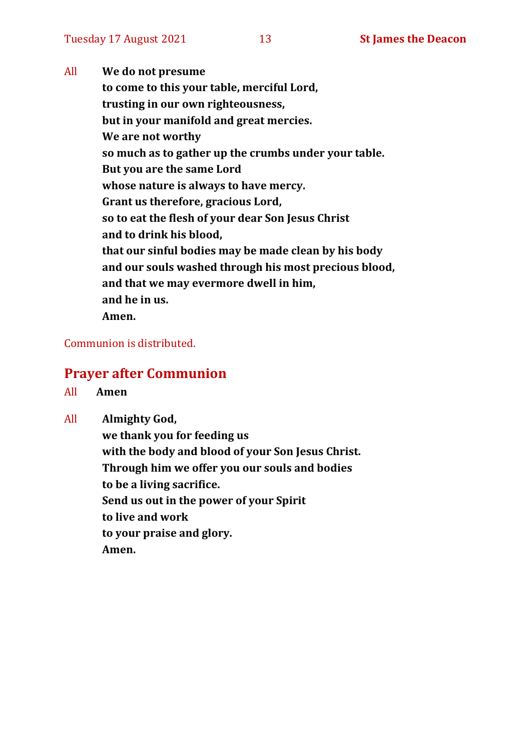All **We do not presume**
**to come to this your table, merciful Lord,**
**trusting in our own righteousness,**
**but in your manifold and great mercies.**
**We are not worthy**
**so much as to gather up the crumbs under your table.**
**But you are the same Lord**
**whose nature is always to have mercy.**
**Grant us therefore, gracious Lord,**
**so to eat the flesh of your dear Son Jesus Christ**
**and to drink his blood,**
**that our sinful bodies may be made clean by his body**
**and our souls washed through his most precious blood,**
**and that we may evermore dwell in him,**
**and he in us.**
**Amen.**

Communion is distributed.

## Prayer after Communion

All **Amen**

All **Almighty God,**
**we thank you for feeding us**
**with the body and blood of your Son Jesus Christ.**
**Through him we offer you our souls and bodies**
**to be a living sacrifice.**
**Send us out in the power of your Spirit**
**to live and work**
**to your praise and glory.**
**Amen.**